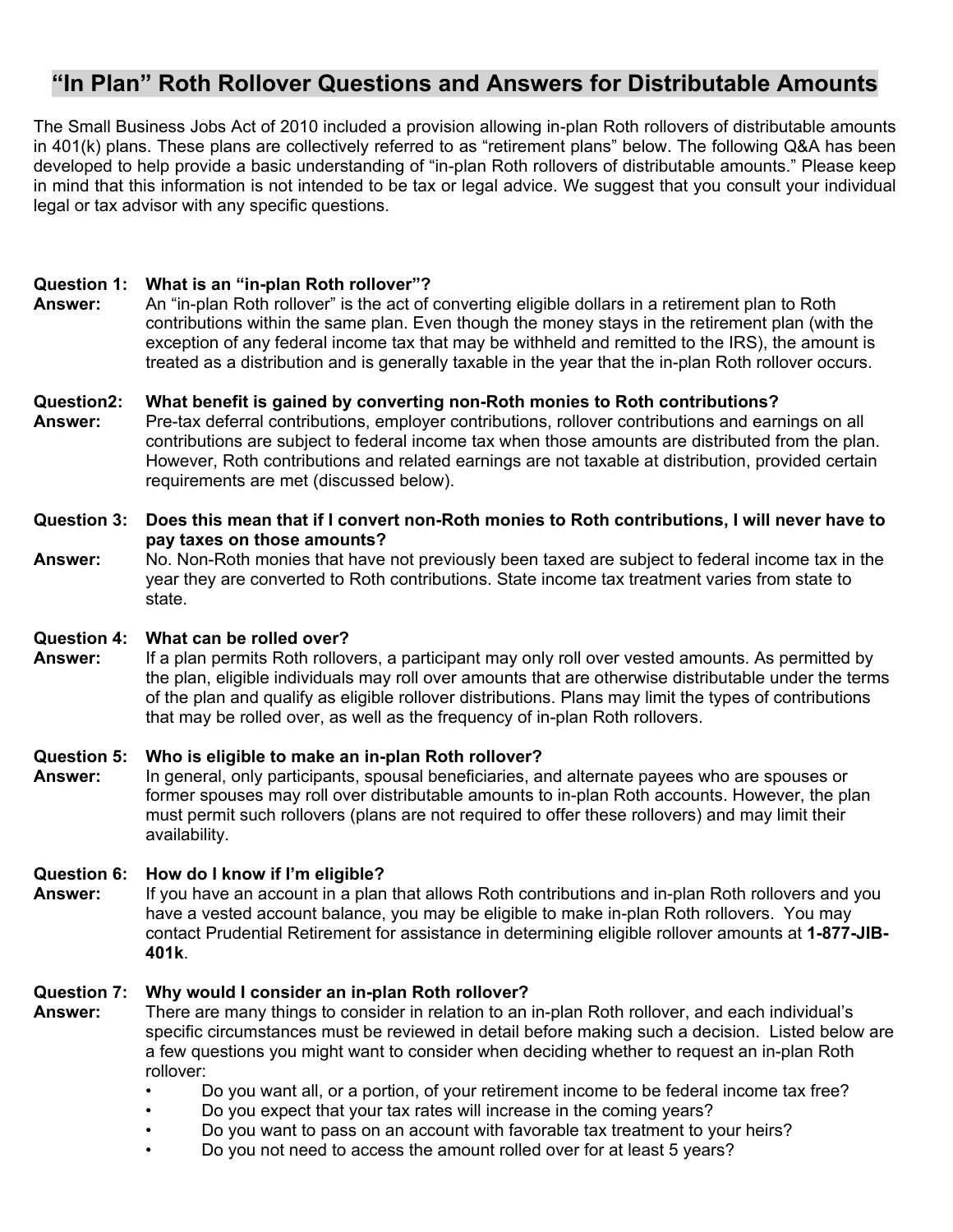# "In Plan" Roth Rollover Questions and Answers for Distributable Amounts

The Small Business Jobs Act of 2010 included a provision allowing in-plan Roth rollovers of distributable amounts in 401(k) plans. These plans are collectively referred to as "retirement plans" below. The following Q&A has been developed to help provide a basic understanding of "in-plan Roth rollovers of distributable amounts." Please keep in mind that this information is not intended to be tax or legal advice. We suggest that you consult your individual legal or tax advisor with any specific questions.

**Question 1: What is an "in-plan Roth rollover"?**

**Answer:** An "in-plan Roth rollover" is the act of converting eligible dollars in a retirement plan to Roth contributions within the same plan. Even though the money stays in the retirement plan (with the exception of any federal income tax that may be withheld and remitted to the IRS), the amount is treated as a distribution and is generally taxable in the year that the in-plan Roth rollover occurs.

**Question2: What benefit is gained by converting non-Roth monies to Roth contributions?**

**Answer:** Pre-tax deferral contributions, employer contributions, rollover contributions and earnings on all contributions are subject to federal income tax when those amounts are distributed from the plan. However, Roth contributions and related earnings are not taxable at distribution, provided certain requirements are met (discussed below).

**Question 3: Does this mean that if I convert non-Roth monies to Roth contributions, I will never have to pay taxes on those amounts?**

**Answer:** No. Non-Roth monies that have not previously been taxed are subject to federal income tax in the year they are converted to Roth contributions. State income tax treatment varies from state to state.

**Question 4: What can be rolled over?**

**Answer:** If a plan permits Roth rollovers, a participant may only roll over vested amounts. As permitted by the plan, eligible individuals may roll over amounts that are otherwise distributable under the terms of the plan and qualify as eligible rollover distributions. Plans may limit the types of contributions that may be rolled over, as well as the frequency of in-plan Roth rollovers.

**Question 5: Who is eligible to make an in-plan Roth rollover?**

**Answer:** In general, only participants, spousal beneficiaries, and alternate payees who are spouses or former spouses may roll over distributable amounts to in-plan Roth accounts. However, the plan must permit such rollovers (plans are not required to offer these rollovers) and may limit their availability.

**Question 6: How do I know if I'm eligible?**

**Answer:** If you have an account in a plan that allows Roth contributions and in-plan Roth rollovers and you have a vested account balance, you may be eligible to make in-plan Roth rollovers. You may contact Prudential Retirement for assistance in determining eligible rollover amounts at **1-877-JIB-401k**.

**Question 7: Why would I consider an in-plan Roth rollover?**

**Answer:** There are many things to consider in relation to an in-plan Roth rollover, and each individual's specific circumstances must be reviewed in detail before making such a decision. Listed below are a few questions you might want to consider when deciding whether to request an in-plan Roth rollover:

- Do you want all, or a portion, of your retirement income to be federal income tax free?
- Do you expect that your tax rates will increase in the coming years?
- Do you want to pass on an account with favorable tax treatment to your heirs?
- Do you not need to access the amount rolled over for at least 5 years?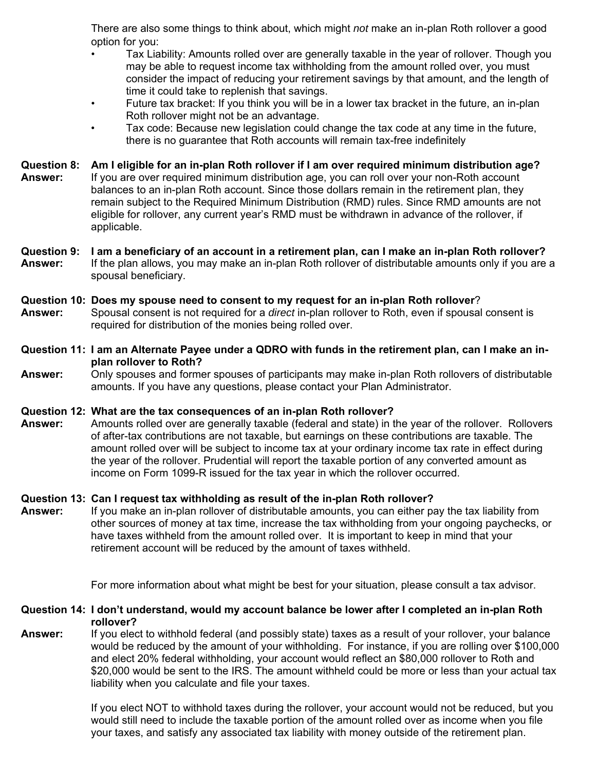There are also some things to think about, which might *not* make an in-plan Roth rollover a good option for you:

- Tax Liability: Amounts rolled over are generally taxable in the year of rollover. Though you may be able to request income tax withholding from the amount rolled over, you must consider the impact of reducing your retirement savings by that amount, and the length of time it could take to replenish that savings.
- Future tax bracket: If you think you will be in a lower tax bracket in the future, an in-plan Roth rollover might not be an advantage.
- Tax code: Because new legislation could change the tax code at any time in the future, there is no guarantee that Roth accounts will remain tax-free indefinitely

**Question 8: Am I eligible for an in-plan Roth rollover if I am over required minimum distribution age?**

**Answer:** If you are over required minimum distribution age, you can roll over your non-Roth account balances to an in-plan Roth account. Since those dollars remain in the retirement plan, they remain subject to the Required Minimum Distribution (RMD) rules. Since RMD amounts are not eligible for rollover, any current year's RMD must be withdrawn in advance of the rollover, if applicable.

**Question 9: I am a beneficiary of an account in a retirement plan, can I make an in-plan Roth rollover?**

**Answer:** If the plan allows, you may make an in-plan Roth rollover of distributable amounts only if you are a spousal beneficiary.

**Question 10: Does my spouse need to consent to my request for an in-plan Roth rollover**?

**Answer:** Spousal consent is not required for a *direct* in-plan rollover to Roth, even if spousal consent is required for distribution of the monies being rolled over.

**Question 11: I am an Alternate Payee under a QDRO with funds in the retirement plan, can I make an in-plan rollover to Roth?**

**Answer:** Only spouses and former spouses of participants may make in-plan Roth rollovers of distributable amounts. If you have any questions, please contact your Plan Administrator.

**Question 12: What are the tax consequences of an in-plan Roth rollover?**

**Answer:** Amounts rolled over are generally taxable (federal and state) in the year of the rollover. Rollovers of after-tax contributions are not taxable, but earnings on these contributions are taxable. The amount rolled over will be subject to income tax at your ordinary income tax rate in effect during the year of the rollover. Prudential will report the taxable portion of any converted amount as income on Form 1099-R issued for the tax year in which the rollover occurred.

**Question 13: Can I request tax withholding as result of the in-plan Roth rollover?**

**Answer:** If you make an in-plan rollover of distributable amounts, you can either pay the tax liability from other sources of money at tax time, increase the tax withholding from your ongoing paychecks, or have taxes withheld from the amount rolled over. It is important to keep in mind that your retirement account will be reduced by the amount of taxes withheld.

For more information about what might be best for your situation, please consult a tax advisor.

**Question 14: I don't understand, would my account balance be lower after I completed an in-plan Roth rollover?**

**Answer:** If you elect to withhold federal (and possibly state) taxes as a result of your rollover, your balance would be reduced by the amount of your withholding. For instance, if you are rolling over $100,000 and elect 20% federal withholding, your account would reflect an $80,000 rollover to Roth and $20,000 would be sent to the IRS. The amount withheld could be more or less than your actual tax liability when you calculate and file your taxes.

If you elect NOT to withhold taxes during the rollover, your account would not be reduced, but you would still need to include the taxable portion of the amount rolled over as income when you file your taxes, and satisfy any associated tax liability with money outside of the retirement plan.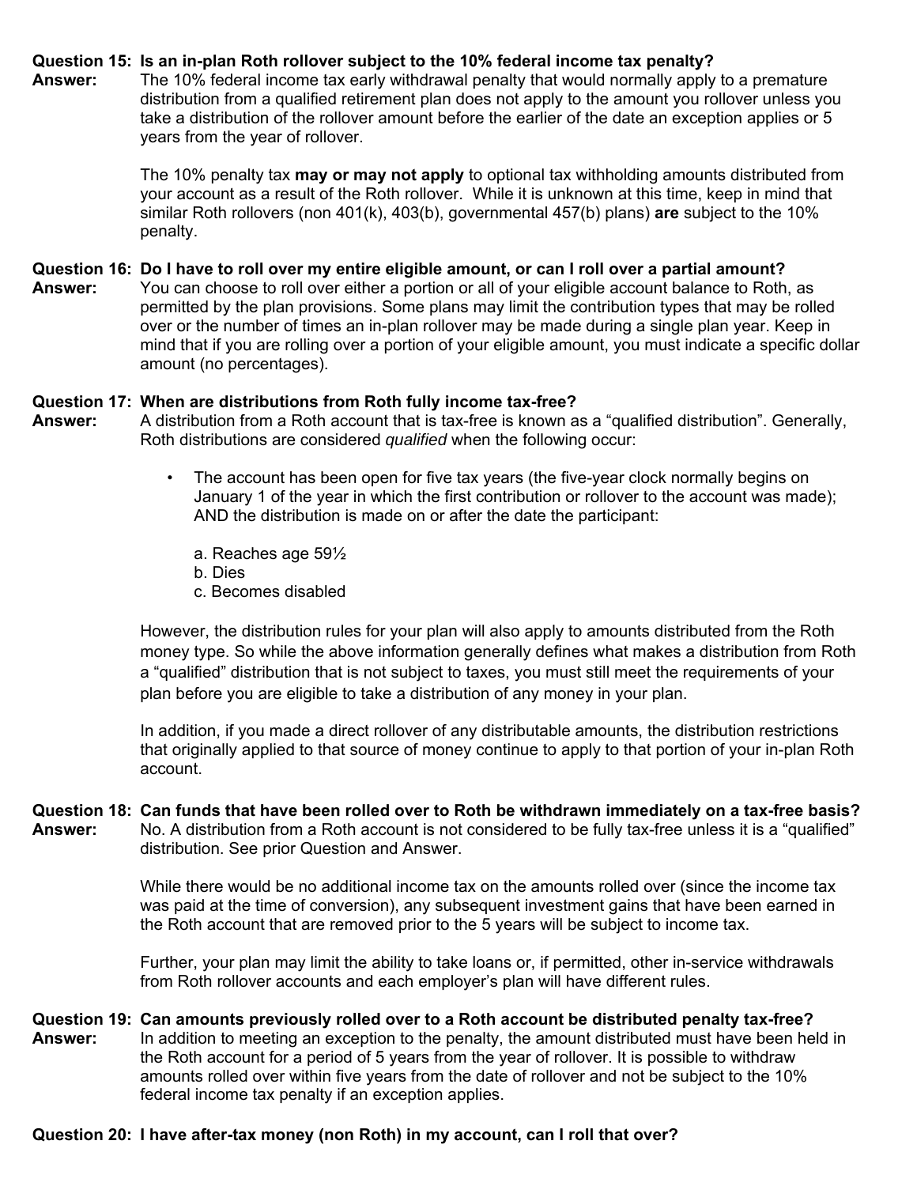**Question 15: Is an in-plan Roth rollover subject to the 10% federal income tax penalty?**

**Answer:** The 10% federal income tax early withdrawal penalty that would normally apply to a premature distribution from a qualified retirement plan does not apply to the amount you rollover unless you take a distribution of the rollover amount before the earlier of the date an exception applies or 5 years from the year of rollover.

The 10% penalty tax **may or may not apply** to optional tax withholding amounts distributed from your account as a result of the Roth rollover. While it is unknown at this time, keep in mind that similar Roth rollovers (non 401(k), 403(b), governmental 457(b) plans) **are** subject to the 10% penalty.

**Question 16: Do I have to roll over my entire eligible amount, or can I roll over a partial amount?**

**Answer:** You can choose to roll over either a portion or all of your eligible account balance to Roth, as permitted by the plan provisions. Some plans may limit the contribution types that may be rolled over or the number of times an in-plan rollover may be made during a single plan year. Keep in mind that if you are rolling over a portion of your eligible amount, you must indicate a specific dollar amount (no percentages).

**Question 17: When are distributions from Roth fully income tax-free?**

**Answer:** A distribution from a Roth account that is tax-free is known as a "qualified distribution". Generally, Roth distributions are considered *qualified* when the following occur:

- The account has been open for five tax years (the five-year clock normally begins on January 1 of the year in which the first contribution or rollover to the account was made); AND the distribution is made on or after the date the participant:

  a. Reaches age 59½
  b. Dies
  c. Becomes disabled

However, the distribution rules for your plan will also apply to amounts distributed from the Roth money type. So while the above information generally defines what makes a distribution from Roth a "qualified" distribution that is not subject to taxes, you must still meet the requirements of your plan before you are eligible to take a distribution of any money in your plan.

In addition, if you made a direct rollover of any distributable amounts, the distribution restrictions that originally applied to that source of money continue to apply to that portion of your in-plan Roth account.

**Question 18: Can funds that have been rolled over to Roth be withdrawn immediately on a tax-free basis?**

**Answer:** No. A distribution from a Roth account is not considered to be fully tax-free unless it is a "qualified" distribution. See prior Question and Answer.

While there would be no additional income tax on the amounts rolled over (since the income tax was paid at the time of conversion), any subsequent investment gains that have been earned in the Roth account that are removed prior to the 5 years will be subject to income tax.

Further, your plan may limit the ability to take loans or, if permitted, other in-service withdrawals from Roth rollover accounts and each employer's plan will have different rules.

**Question 19: Can amounts previously rolled over to a Roth account be distributed penalty tax-free?**

**Answer:** In addition to meeting an exception to the penalty, the amount distributed must have been held in the Roth account for a period of 5 years from the year of rollover. It is possible to withdraw amounts rolled over within five years from the date of rollover and not be subject to the 10% federal income tax penalty if an exception applies.

**Question 20: I have after-tax money (non Roth) in my account, can I roll that over?**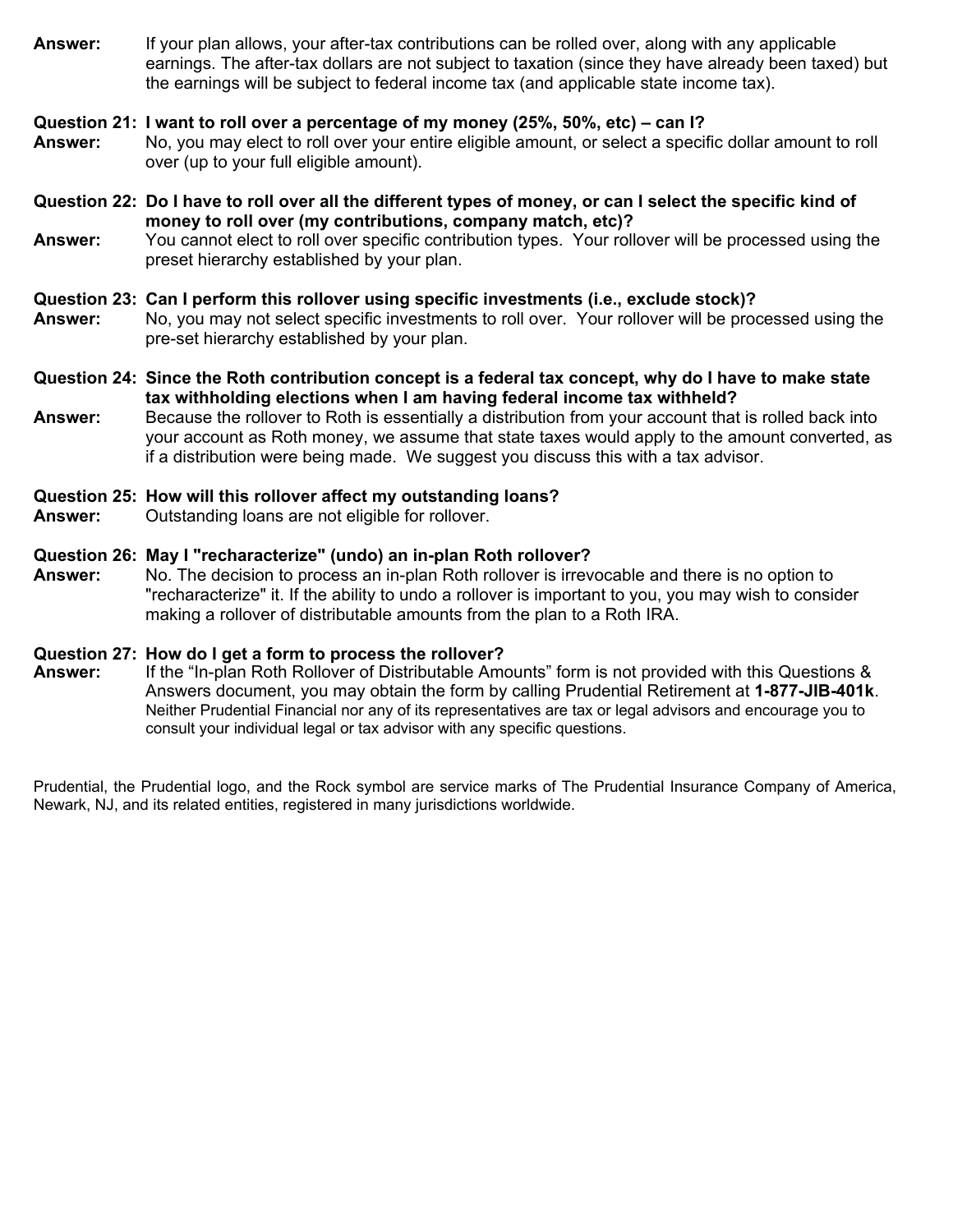**Answer:** If your plan allows, your after-tax contributions can be rolled over, along with any applicable earnings. The after-tax dollars are not subject to taxation (since they have already been taxed) but the earnings will be subject to federal income tax (and applicable state income tax).

**Question 21: I want to roll over a percentage of my money (25%, 50%, etc) – can I?**

**Answer:** No, you may elect to roll over your entire eligible amount, or select a specific dollar amount to roll over (up to your full eligible amount).

**Question 22: Do I have to roll over all the different types of money, or can I select the specific kind of money to roll over (my contributions, company match, etc)?**

**Answer:** You cannot elect to roll over specific contribution types. Your rollover will be processed using the preset hierarchy established by your plan.

**Question 23: Can I perform this rollover using specific investments (i.e., exclude stock)?**

**Answer:** No, you may not select specific investments to roll over. Your rollover will be processed using the pre-set hierarchy established by your plan.

**Question 24: Since the Roth contribution concept is a federal tax concept, why do I have to make state tax withholding elections when I am having federal income tax withheld?**

**Answer:** Because the rollover to Roth is essentially a distribution from your account that is rolled back into your account as Roth money, we assume that state taxes would apply to the amount converted, as if a distribution were being made. We suggest you discuss this with a tax advisor.

**Question 25: How will this rollover affect my outstanding loans?**

**Answer:** Outstanding loans are not eligible for rollover.

**Question 26: May I "recharacterize" (undo) an in-plan Roth rollover?**

**Answer:** No. The decision to process an in-plan Roth rollover is irrevocable and there is no option to "recharacterize" it. If the ability to undo a rollover is important to you, you may wish to consider making a rollover of distributable amounts from the plan to a Roth IRA.

**Question 27: How do I get a form to process the rollover?**

**Answer:** If the "In-plan Roth Rollover of Distributable Amounts" form is not provided with this Questions & Answers document, you may obtain the form by calling Prudential Retirement at **1-877-JIB-401k**. Neither Prudential Financial nor any of its representatives are tax or legal advisors and encourage you to consult your individual legal or tax advisor with any specific questions.

Prudential, the Prudential logo, and the Rock symbol are service marks of The Prudential Insurance Company of America, Newark, NJ, and its related entities, registered in many jurisdictions worldwide.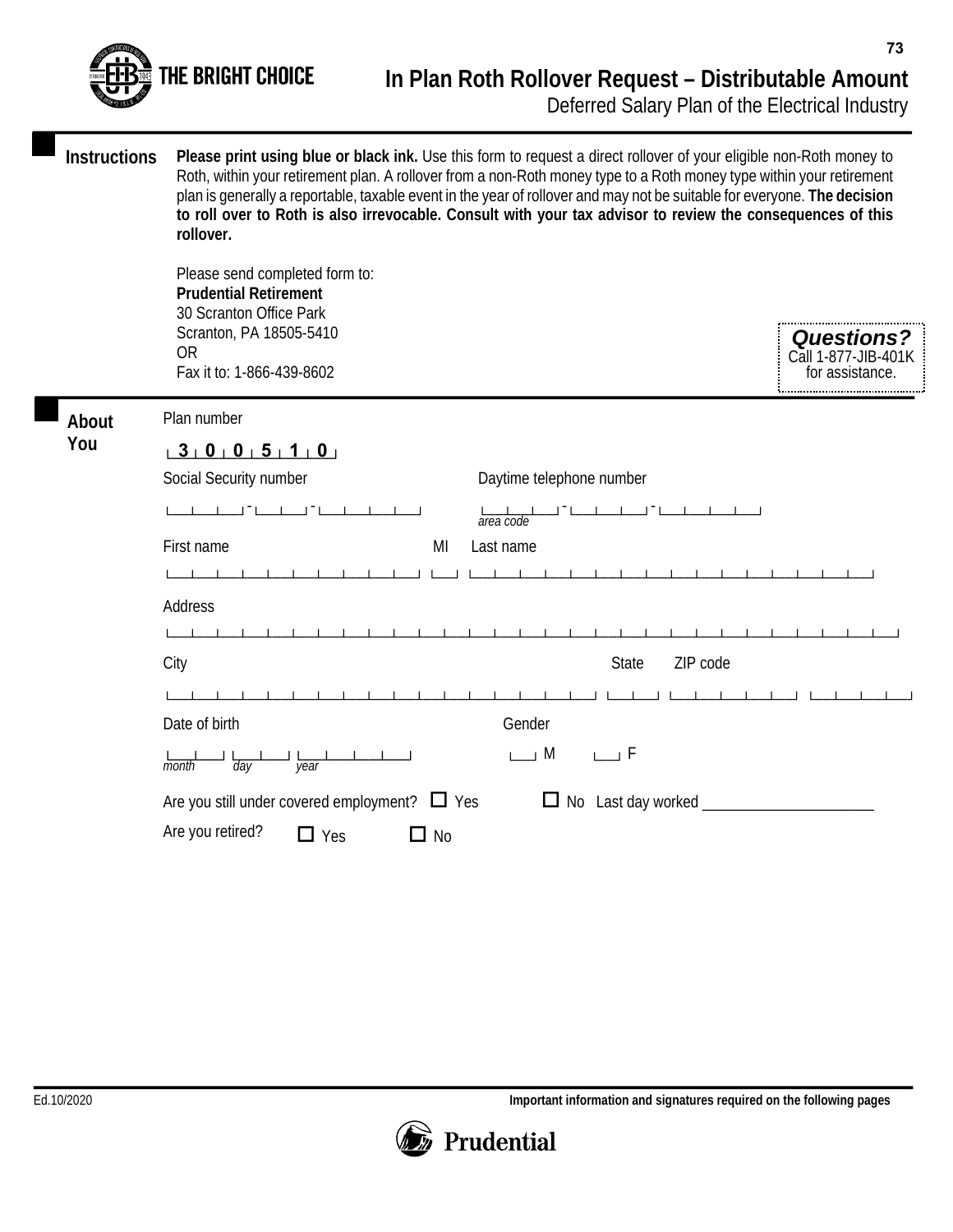THE BRIGHT CHOICE

# In Plan Roth Rollover Request – Distributable Amount

Deferred Salary Plan of the Electrical Industry

## Instructions

**Please print using blue or black ink.** Use this form to request a direct rollover of your eligible non-Roth money to Roth, within your retirement plan. A rollover from a non-Roth money type to a Roth money type within your retirement plan is generally a reportable, taxable event in the year of rollover and may not be suitable for everyone. **The decision to roll over to Roth is also irrevocable. Consult with your tax advisor to review the consequences of this rollover.**

Please send completed form to:
**Prudential Retirement**
30 Scranton Office Park
Scranton, PA 18505-5410
OR
Fax it to: 1-866-439-8602

***Questions?***
Call 1-877-JIB-401K for assistance.

## About You

Plan number

3 0 0 5 1 0

Social Security number ___ - ___ - ___

Daytime telephone number ___ - ___ - ___
*area code*

First name ____________ MI ___ Last name ____________

Address ____________________________________________

City ____________ State ___ ZIP code ______ - ____

Date of birth ___ ___ ______
*month* *day* *year*

Gender ___ M ___ F

Are you still under covered employment? ☐ Yes ☐ No Last day worked ______________________

Are you retired? ☐ Yes ☐ No

Ed.10/2020

**Important information and signatures required on the following pages**

Prudential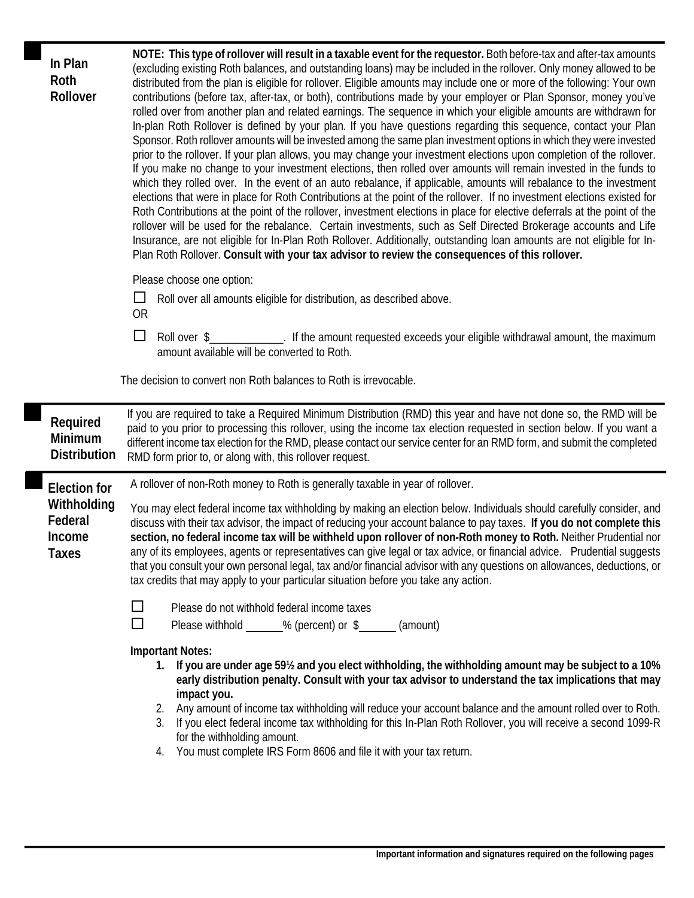## In Plan Roth Rollover

**NOTE: This type of rollover will result in a taxable event for the requestor.** Both before-tax and after-tax amounts (excluding existing Roth balances, and outstanding loans) may be included in the rollover. Only money allowed to be distributed from the plan is eligible for rollover. Eligible amounts may include one or more of the following: Your own contributions (before tax, after-tax, or both), contributions made by your employer or Plan Sponsor, money you've rolled over from another plan and related earnings. The sequence in which your eligible amounts are withdrawn for In-plan Roth Rollover is defined by your plan. If you have questions regarding this sequence, contact your Plan Sponsor. Roth rollover amounts will be invested among the same plan investment options in which they were invested prior to the rollover. If your plan allows, you may change your investment elections upon completion of the rollover. If you make no change to your investment elections, then rolled over amounts will remain invested in the funds to which they rolled over. In the event of an auto rebalance, if applicable, amounts will rebalance to the investment elections that were in place for Roth Contributions at the point of the rollover. If no investment elections existed for Roth Contributions at the point of the rollover, investment elections in place for elective deferrals at the point of the rollover will be used for the rebalance. Certain investments, such as Self Directed Brokerage accounts and Life Insurance, are not eligible for In-Plan Roth Rollover. Additionally, outstanding loan amounts are not eligible for In-Plan Roth Rollover. **Consult with your tax advisor to review the consequences of this rollover.**

Please choose one option:

☐ Roll over all amounts eligible for distribution, as described above.

OR

☐ Roll over $\_\_\_\_\_\_\_\_\_\_\_\_. If the amount requested exceeds your eligible withdrawal amount, the maximum amount available will be converted to Roth.

The decision to convert non Roth balances to Roth is irrevocable.

## Required Minimum Distribution

If you are required to take a Required Minimum Distribution (RMD) this year and have not done so, the RMD will be paid to you prior to processing this rollover, using the income tax election requested in section below. If you want a different income tax election for the RMD, please contact our service center for an RMD form, and submit the completed RMD form prior to, or along with, this rollover request.

## Election for Withholding Federal Income Taxes

A rollover of non-Roth money to Roth is generally taxable in year of rollover.

You may elect federal income tax withholding by making an election below. Individuals should carefully consider, and discuss with their tax advisor, the impact of reducing your account balance to pay taxes. **If you do not complete this section, no federal income tax will be withheld upon rollover of non-Roth money to Roth.** Neither Prudential nor any of its employees, agents or representatives can give legal or tax advice, or financial advice. Prudential suggests that you consult your own personal legal, tax and/or financial advisor with any questions on allowances, deductions, or tax credits that may apply to your particular situation before you take any action.

☐ Please do not withhold federal income taxes

☐ Please withhold \_\_\_\_\_\_% (percent) or $\_\_\_\_\_\_ (amount)

**Important Notes:**

1. **If you are under age 59½ and you elect withholding, the withholding amount may be subject to a 10% early distribution penalty. Consult with your tax advisor to understand the tax implications that may impact you.**
2. Any amount of income tax withholding will reduce your account balance and the amount rolled over to Roth.
3. If you elect federal income tax withholding for this In-Plan Roth Rollover, you will receive a second 1099-R for the withholding amount.
4. You must complete IRS Form 8606 and file it with your tax return.

**Important information and signatures required on the following pages**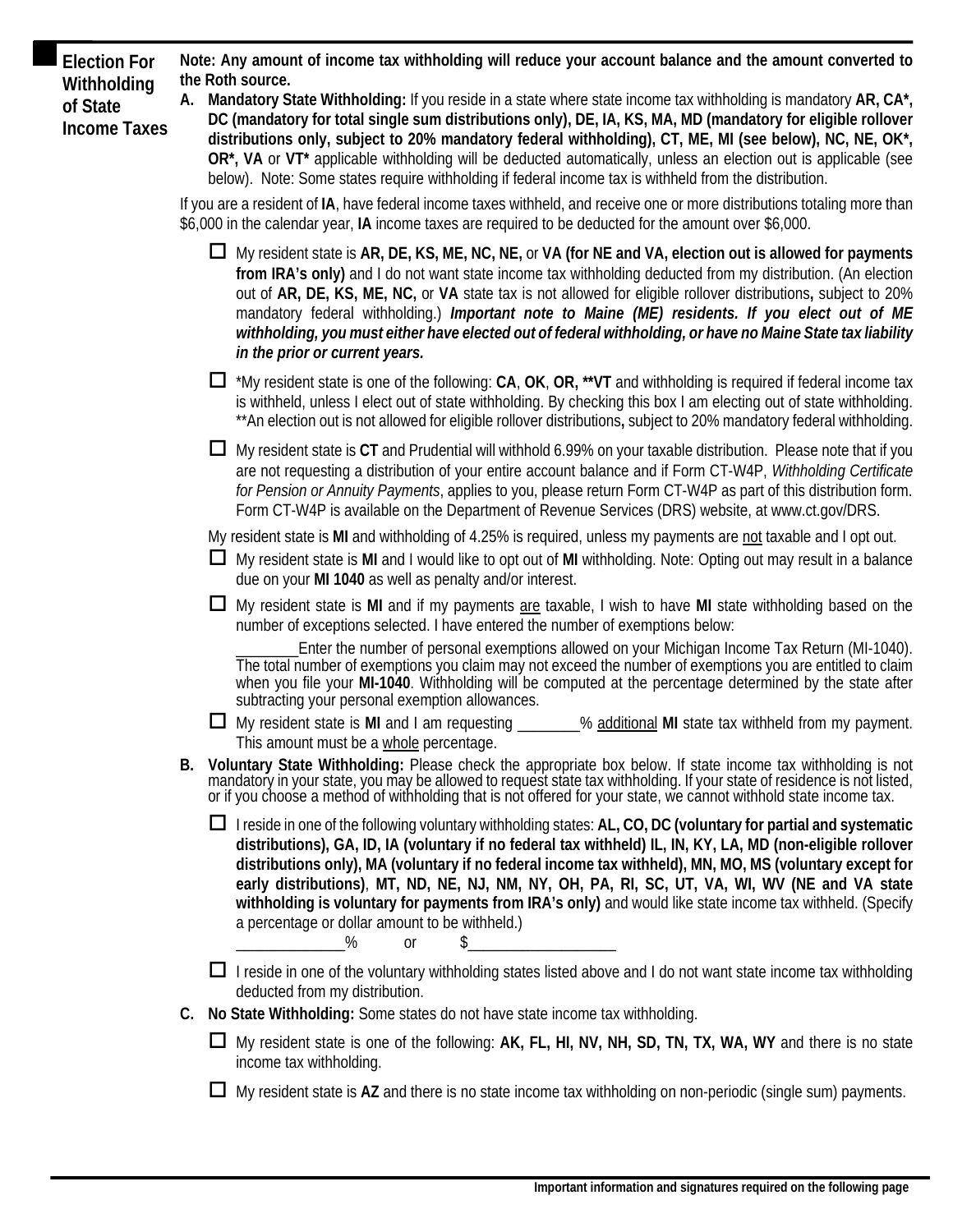## Election For Withholding of State Income Taxes

**Note: Any amount of income tax withholding will reduce your account balance and the amount converted to the Roth source.**

**A. Mandatory State Withholding:** If you reside in a state where state income tax withholding is mandatory **AR, CA*, DC (mandatory for total single sum distributions only), DE, IA, KS, MA, MD (mandatory for eligible rollover distributions only, subject to 20% mandatory federal withholding), CT, ME, MI (see below), NC, NE, OK*, OR*, VA** or **VT*** applicable withholding will be deducted automatically, unless an election out is applicable (see below). Note: Some states require withholding if federal income tax is withheld from the distribution.

If you are a resident of **IA**, have federal income taxes withheld, and receive one or more distributions totaling more than $6,000 in the calendar year, **IA** income taxes are required to be deducted for the amount over $6,000.

- ☐ My resident state is **AR, DE, KS, ME, NC, NE,** or **VA (for NE and VA, election out is allowed for payments from IRA's only)** and I do not want state income tax withholding deducted from my distribution. (An election out of **AR, DE, KS, ME, NC,** or **VA** state tax is not allowed for eligible rollover distributions**,** subject to 20% mandatory federal withholding.) ***Important note to Maine (ME) residents. If you elect out of ME withholding, you must either have elected out of federal withholding, or have no Maine State tax liability in the prior or current years.***

- ☐ *My resident state is one of the following: **CA**, **OK**, **OR, **VT** and withholding is required if federal income tax is withheld, unless I elect out of state withholding. By checking this box I am electing out of state withholding. **An election out is not allowed for eligible rollover distributions**,** subject to 20% mandatory federal withholding.

- ☐ My resident state is **CT** and Prudential will withhold 6.99% on your taxable distribution. Please note that if you are not requesting a distribution of your entire account balance and if Form CT-W4P, *Withholding Certificate for Pension or Annuity Payments*, applies to you, please return Form CT-W4P as part of this distribution form. Form CT-W4P is available on the Department of Revenue Services (DRS) website, at www.ct.gov/DRS.

My resident state is **MI** and withholding of 4.25% is required, unless my payments are not taxable and I opt out.

- ☐ My resident state is **MI** and I would like to opt out of **MI** withholding. Note: Opting out may result in a balance due on your **MI 1040** as well as penalty and/or interest.

- ☐ My resident state is **MI** and if my payments are taxable, I wish to have **MI** state withholding based on the number of exceptions selected. I have entered the number of exemptions below:

  ________Enter the number of personal exemptions allowed on your Michigan Income Tax Return (MI-1040). The total number of exemptions you claim may not exceed the number of exemptions you are entitled to claim when you file your **MI-1040**. Withholding will be computed at the percentage determined by the state after subtracting your personal exemption allowances.

- ☐ My resident state is **MI** and I am requesting ________% additional **MI** state tax withheld from my payment. This amount must be a whole percentage.

**B. Voluntary State Withholding:** Please check the appropriate box below. If state income tax withholding is not mandatory in your state, you may be allowed to request state tax withholding. If your state of residence is not listed, or if you choose a method of withholding that is not offered for your state, we cannot withhold state income tax.

- ☐ I reside in one of the following voluntary withholding states: **AL, CO, DC (voluntary for partial and systematic distributions), GA, ID, IA (voluntary if no federal tax withheld) IL, IN, KY, LA, MD (non-eligible rollover distributions only), MA (voluntary if no federal income tax withheld), MN, MO, MS (voluntary except for early distributions)**, **MT, ND, NE, NJ, NM, NY, OH, PA, RI, SC, UT, VA, WI, WV (NE and VA state withholding is voluntary for payments from IRA's only)** and would like state income tax withheld. (Specify a percentage or dollar amount to be withheld.)

  ______________% or $___________________

- ☐ I reside in one of the voluntary withholding states listed above and I do not want state income tax withholding deducted from my distribution.

**C. No State Withholding:** Some states do not have state income tax withholding.

- ☐ My resident state is one of the following: **AK, FL, HI, NV, NH, SD, TN, TX, WA, WY** and there is no state income tax withholding.

- ☐ My resident state is **AZ** and there is no state income tax withholding on non-periodic (single sum) payments.

**Important information and signatures required on the following page**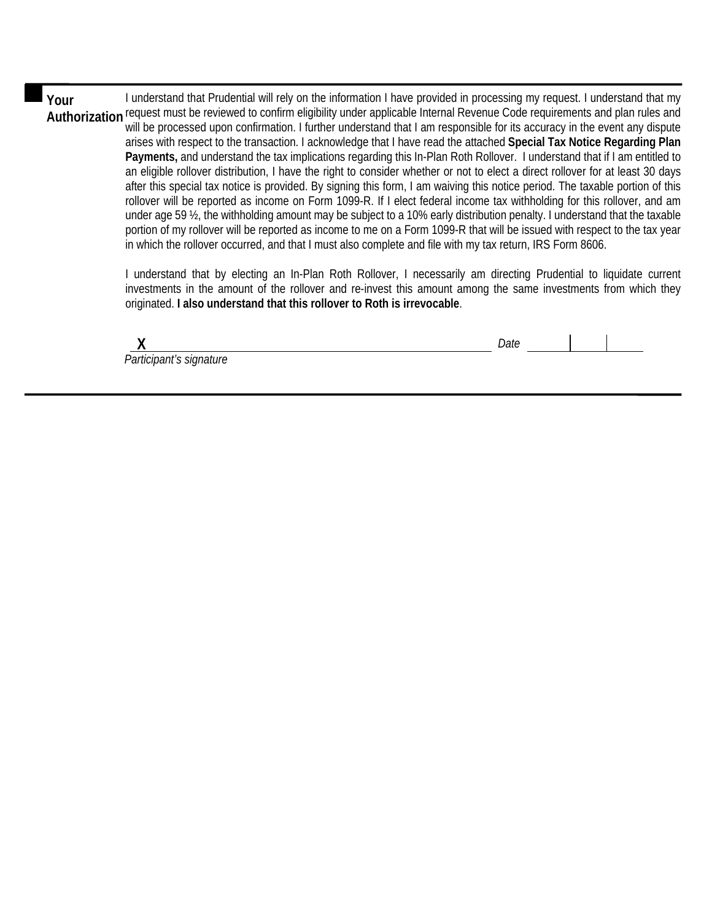## Your Authorization

I understand that Prudential will rely on the information I have provided in processing my request. I understand that my request must be reviewed to confirm eligibility under applicable Internal Revenue Code requirements and plan rules and will be processed upon confirmation. I further understand that I am responsible for its accuracy in the event any dispute arises with respect to the transaction. I acknowledge that I have read the attached **Special Tax Notice Regarding Plan Payments,** and understand the tax implications regarding this In-Plan Roth Rollover. I understand that if I am entitled to an eligible rollover distribution, I have the right to consider whether or not to elect a direct rollover for at least 30 days after this special tax notice is provided. By signing this form, I am waiving this notice period. The taxable portion of this rollover will be reported as income on Form 1099-R. If I elect federal income tax withholding for this rollover, and am under age 59 ½, the withholding amount may be subject to a 10% early distribution penalty. I understand that the taxable portion of my rollover will be reported as income to me on a Form 1099-R that will be issued with respect to the tax year in which the rollover occurred, and that I must also complete and file with my tax return, IRS Form 8606.

I understand that by electing an In-Plan Roth Rollover, I necessarily am directing Prudential to liquidate current investments in the amount of the rollover and re-invest this amount among the same investments from which they originated. **I also understand that this rollover to Roth is irrevocable**.

X ______________________________________________ *Date* ______ | ______ | ______

*Participant's signature*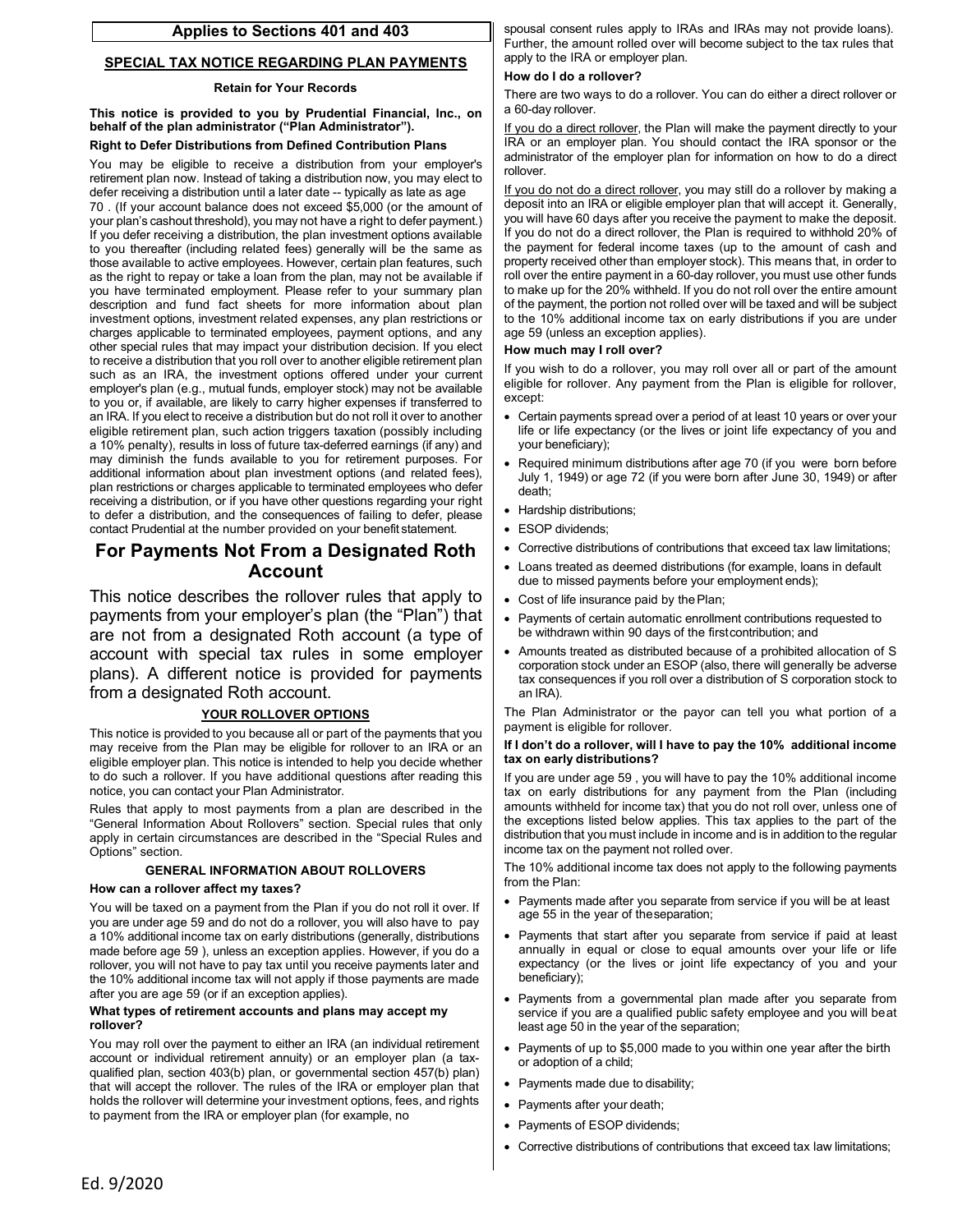**Applies to Sections 401 and 403**

## SPECIAL TAX NOTICE REGARDING PLAN PAYMENTS

**Retain for Your Records**

**This notice is provided to you by Prudential Financial, Inc., on behalf of the plan administrator ("Plan Administrator").**

**Right to Defer Distributions from Defined Contribution Plans**

You may be eligible to receive a distribution from your employer's retirement plan now. Instead of taking a distribution now, you may elect to defer receiving a distribution until a later date -- typically as late as age 70 . (If your account balance does not exceed $5,000 (or the amount of your plan's cashout threshold), you may not have a right to defer payment.) If you defer receiving a distribution, the plan investment options available to you thereafter (including related fees) generally will be the same as those available to active employees. However, certain plan features, such as the right to repay or take a loan from the plan, may not be available if you have terminated employment. Please refer to your summary plan description and fund fact sheets for more information about plan investment options, investment related expenses, any plan restrictions or charges applicable to terminated employees, payment options, and any other special rules that may impact your distribution decision. If you elect to receive a distribution that you roll over to another eligible retirement plan such as an IRA, the investment options offered under your current employer's plan (e.g., mutual funds, employer stock) may not be available to you or, if available, are likely to carry higher expenses if transferred to an IRA. If you elect to receive a distribution but do not roll it over to another eligible retirement plan, such action triggers taxation (possibly including a 10% penalty), results in loss of future tax-deferred earnings (if any) and may diminish the funds available to you for retirement purposes. For additional information about plan investment options (and related fees), plan restrictions or charges applicable to terminated employees who defer receiving a distribution, or if you have other questions regarding your right to defer a distribution, and the consequences of failing to defer, please contact Prudential at the number provided on your benefit statement.

# For Payments Not From a Designated Roth Account

This notice describes the rollover rules that apply to payments from your employer's plan (the "Plan") that are not from a designated Roth account (a type of account with special tax rules in some employer plans). A different notice is provided for payments from a designated Roth account.

## YOUR ROLLOVER OPTIONS

This notice is provided to you because all or part of the payments that you may receive from the Plan may be eligible for rollover to an IRA or an eligible employer plan. This notice is intended to help you decide whether to do such a rollover. If you have additional questions after reading this notice, you can contact your Plan Administrator.

Rules that apply to most payments from a plan are described in the "General Information About Rollovers" section. Special rules that only apply in certain circumstances are described in the "Special Rules and Options" section.

### GENERAL INFORMATION ABOUT ROLLOVERS

**How can a rollover affect my taxes?**

You will be taxed on a payment from the Plan if you do not roll it over. If you are under age 59 and do not do a rollover, you will also have to pay a 10% additional income tax on early distributions (generally, distributions made before age 59 ), unless an exception applies. However, if you do a rollover, you will not have to pay tax until you receive payments later and the 10% additional income tax will not apply if those payments are made after you are age 59 (or if an exception applies).

**What types of retirement accounts and plans may accept my rollover?**

You may roll over the payment to either an IRA (an individual retirement account or individual retirement annuity) or an employer plan (a tax-qualified plan, section 403(b) plan, or governmental section 457(b) plan) that will accept the rollover. The rules of the IRA or employer plan that holds the rollover will determine your investment options, fees, and rights to payment from the IRA or employer plan (for example, no spousal consent rules apply to IRAs and IRAs may not provide loans). Further, the amount rolled over will become subject to the tax rules that apply to the IRA or employer plan.

**How do I do a rollover?**

There are two ways to do a rollover. You can do either a direct rollover or a 60-day rollover.

If you do a direct rollover, the Plan will make the payment directly to your IRA or an employer plan. You should contact the IRA sponsor or the administrator of the employer plan for information on how to do a direct rollover.

If you do not do a direct rollover, you may still do a rollover by making a deposit into an IRA or eligible employer plan that will accept it. Generally, you will have 60 days after you receive the payment to make the deposit. If you do not do a direct rollover, the Plan is required to withhold 20% of the payment for federal income taxes (up to the amount of cash and property received other than employer stock). This means that, in order to roll over the entire payment in a 60-day rollover, you must use other funds to make up for the 20% withheld. If you do not roll over the entire amount of the payment, the portion not rolled over will be taxed and will be subject to the 10% additional income tax on early distributions if you are under age 59 (unless an exception applies).

**How much may I roll over?**

If you wish to do a rollover, you may roll over all or part of the amount eligible for rollover. Any payment from the Plan is eligible for rollover, except:

- Certain payments spread over a period of at least 10 years or over your life or life expectancy (or the lives or joint life expectancy of you and your beneficiary);
- Required minimum distributions after age 70 (if you were born before July 1, 1949) or age 72 (if you were born after June 30, 1949) or after death;
- Hardship distributions;
- ESOP dividends;
- Corrective distributions of contributions that exceed tax law limitations;
- Loans treated as deemed distributions (for example, loans in default due to missed payments before your employment ends);
- Cost of life insurance paid by the Plan;
- Payments of certain automatic enrollment contributions requested to be withdrawn within 90 days of the first contribution; and
- Amounts treated as distributed because of a prohibited allocation of S corporation stock under an ESOP (also, there will generally be adverse tax consequences if you roll over a distribution of S corporation stock to an IRA).

The Plan Administrator or the payor can tell you what portion of a payment is eligible for rollover.

**If I don't do a rollover, will I have to pay the 10% additional income tax on early distributions?**

If you are under age 59 , you will have to pay the 10% additional income tax on early distributions for any payment from the Plan (including amounts withheld for income tax) that you do not roll over, unless one of the exceptions listed below applies. This tax applies to the part of the distribution that you must include in income and is in addition to the regular income tax on the payment not rolled over.

The 10% additional income tax does not apply to the following payments from the Plan:

- Payments made after you separate from service if you will be at least age 55 in the year of the separation;
- Payments that start after you separate from service if paid at least annually in equal or close to equal amounts over your life or life expectancy (or the lives or joint life expectancy of you and your beneficiary);
- Payments from a governmental plan made after you separate from service if you are a qualified public safety employee and you will be at least age 50 in the year of the separation;
- Payments of up to $5,000 made to you within one year after the birth or adoption of a child;
- Payments made due to disability;
- Payments after your death;
- Payments of ESOP dividends;
- Corrective distributions of contributions that exceed tax law limitations;

Ed. 9/2020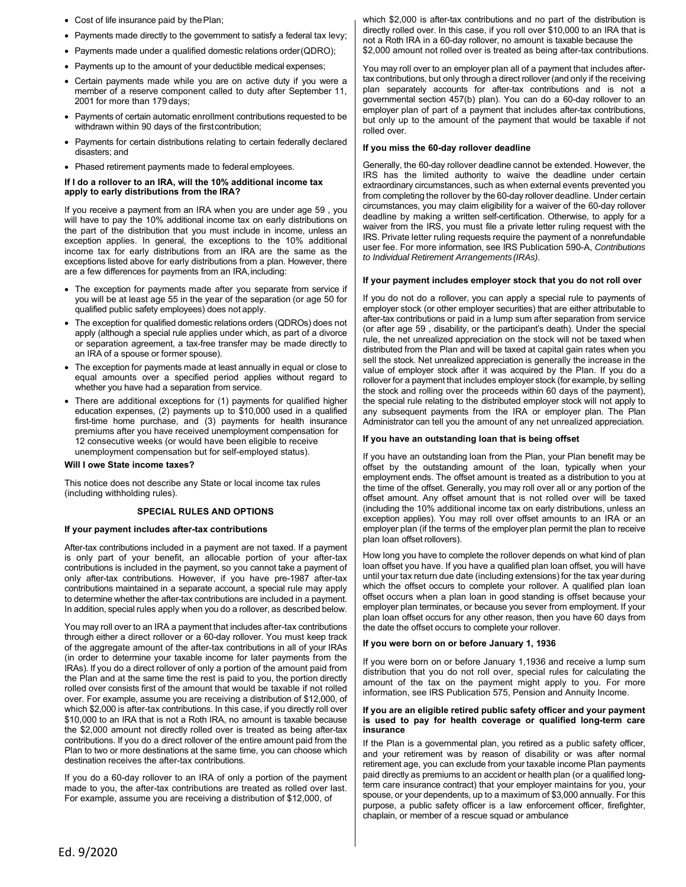- Cost of life insurance paid by the Plan;
- Payments made directly to the government to satisfy a federal tax levy;
- Payments made under a qualified domestic relations order (QDRO);
- Payments up to the amount of your deductible medical expenses;
- Certain payments made while you are on active duty if you were a member of a reserve component called to duty after September 11, 2001 for more than 179 days;
- Payments of certain automatic enrollment contributions requested to be withdrawn within 90 days of the first contribution;
- Payments for certain distributions relating to certain federally declared disasters; and
- Phased retirement payments made to federal employees.

**If I do a rollover to an IRA, will the 10% additional income tax apply to early distributions from the IRA?**

If you receive a payment from an IRA when you are under age 59 , you will have to pay the 10% additional income tax on early distributions on the part of the distribution that you must include in income, unless an exception applies. In general, the exceptions to the 10% additional income tax for early distributions from an IRA are the same as the exceptions listed above for early distributions from a plan. However, there are a few differences for payments from an IRA, including:

- The exception for payments made after you separate from service if you will be at least age 55 in the year of the separation (or age 50 for qualified public safety employees) does not apply.
- The exception for qualified domestic relations orders (QDROs) does not apply (although a special rule applies under which, as part of a divorce or separation agreement, a tax-free transfer may be made directly to an IRA of a spouse or former spouse).
- The exception for payments made at least annually in equal or close to equal amounts over a specified period applies without regard to whether you have had a separation from service.
- There are additional exceptions for (1) payments for qualified higher education expenses, (2) payments up to $10,000 used in a qualified first-time home purchase, and (3) payments for health insurance premiums after you have received unemployment compensation for 12 consecutive weeks (or would have been eligible to receive unemployment compensation but for self-employed status).

**Will I owe State income taxes?**

This notice does not describe any State or local income tax rules (including withholding rules).

## SPECIAL RULES AND OPTIONS

**If your payment includes after-tax contributions**

After-tax contributions included in a payment are not taxed. If a payment is only part of your benefit, an allocable portion of your after-tax contributions is included in the payment, so you cannot take a payment of only after-tax contributions. However, if you have pre-1987 after-tax contributions maintained in a separate account, a special rule may apply to determine whether the after-tax contributions are included in a payment. In addition, special rules apply when you do a rollover, as described below.

You may roll over to an IRA a payment that includes after-tax contributions through either a direct rollover or a 60-day rollover. You must keep track of the aggregate amount of the after-tax contributions in all of your IRAs (in order to determine your taxable income for later payments from the IRAs). If you do a direct rollover of only a portion of the amount paid from the Plan and at the same time the rest is paid to you, the portion directly rolled over consists first of the amount that would be taxable if not rolled over. For example, assume you are receiving a distribution of $12,000, of which $2,000 is after-tax contributions. In this case, if you directly roll over $10,000 to an IRA that is not a Roth IRA, no amount is taxable because the $2,000 amount not directly rolled over is treated as being after-tax contributions. If you do a direct rollover of the entire amount paid from the Plan to two or more destinations at the same time, you can choose which destination receives the after-tax contributions.

If you do a 60-day rollover to an IRA of only a portion of the payment made to you, the after-tax contributions are treated as rolled over last. For example, assume you are receiving a distribution of $12,000, of which $2,000 is after-tax contributions and no part of the distribution is directly rolled over. In this case, if you roll over $10,000 to an IRA that is not a Roth IRA in a 60-day rollover, no amount is taxable because the $2,000 amount not rolled over is treated as being after-tax contributions.

You may roll over to an employer plan all of a payment that includes after-tax contributions, but only through a direct rollover (and only if the receiving plan separately accounts for after-tax contributions and is not a governmental section 457(b) plan). You can do a 60-day rollover to an employer plan of part of a payment that includes after-tax contributions, but only up to the amount of the payment that would be taxable if not rolled over.

**If you miss the 60-day rollover deadline**

Generally, the 60-day rollover deadline cannot be extended. However, the IRS has the limited authority to waive the deadline under certain extraordinary circumstances, such as when external events prevented you from completing the rollover by the 60-day rollover deadline. Under certain circumstances, you may claim eligibility for a waiver of the 60-day rollover deadline by making a written self-certification. Otherwise, to apply for a waiver from the IRS, you must file a private letter ruling request with the IRS. Private letter ruling requests require the payment of a nonrefundable user fee. For more information, see IRS Publication 590-A, *Contributions to Individual Retirement Arrangements (IRAs)*.

**If your payment includes employer stock that you do not roll over**

If you do not do a rollover, you can apply a special rule to payments of employer stock (or other employer securities) that are either attributable to after-tax contributions or paid in a lump sum after separation from service (or after age 59 , disability, or the participant's death). Under the special rule, the net unrealized appreciation on the stock will not be taxed when distributed from the Plan and will be taxed at capital gain rates when you sell the stock. Net unrealized appreciation is generally the increase in the value of employer stock after it was acquired by the Plan. If you do a rollover for a payment that includes employer stock (for example, by selling the stock and rolling over the proceeds within 60 days of the payment), the special rule relating to the distributed employer stock will not apply to any subsequent payments from the IRA or employer plan. The Plan Administrator can tell you the amount of any net unrealized appreciation.

**If you have an outstanding loan that is being offset**

If you have an outstanding loan from the Plan, your Plan benefit may be offset by the outstanding amount of the loan, typically when your employment ends. The offset amount is treated as a distribution to you at the time of the offset. Generally, you may roll over all or any portion of the offset amount. Any offset amount that is not rolled over will be taxed (including the 10% additional income tax on early distributions, unless an exception applies). You may roll over offset amounts to an IRA or an employer plan (if the terms of the employer plan permit the plan to receive plan loan offset rollovers).

How long you have to complete the rollover depends on what kind of plan loan offset you have. If you have a qualified plan loan offset, you will have until your tax return due date (including extensions) for the tax year during which the offset occurs to complete your rollover. A qualified plan loan offset occurs when a plan loan in good standing is offset because your employer plan terminates, or because you sever from employment. If your plan loan offset occurs for any other reason, then you have 60 days from the date the offset occurs to complete your rollover.

**If you were born on or before January 1, 1936**

If you were born on or before January 1,1936 and receive a lump sum distribution that you do not roll over, special rules for calculating the amount of the tax on the payment might apply to you. For more information, see IRS Publication 575, Pension and Annuity Income.

**If you are an eligible retired public safety officer and your payment is used to pay for health coverage or qualified long-term care insurance**

If the Plan is a governmental plan, you retired as a public safety officer, and your retirement was by reason of disability or was after normal retirement age, you can exclude from your taxable income Plan payments paid directly as premiums to an accident or health plan (or a qualified long-term care insurance contract) that your employer maintains for you, your spouse, or your dependents, up to a maximum of $3,000 annually. For this purpose, a public safety officer is a law enforcement officer, firefighter, chaplain, or member of a rescue squad or ambulance

Ed. 9/2020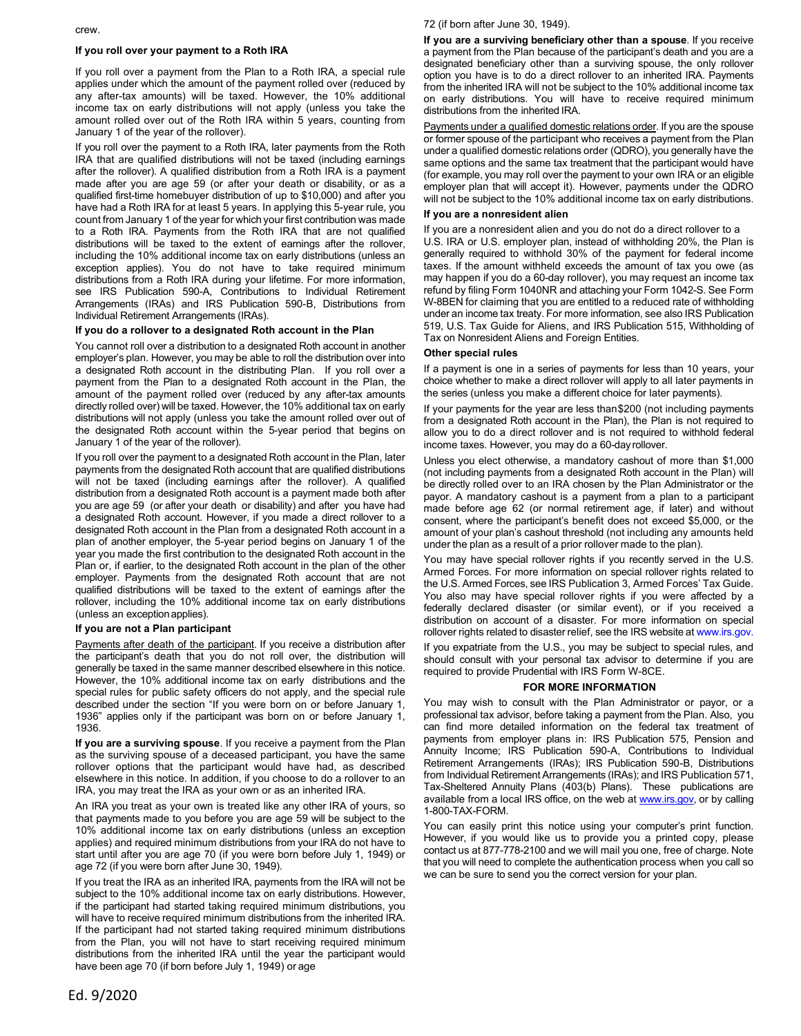crew.

### If you roll over your payment to a Roth IRA

If you roll over a payment from the Plan to a Roth IRA, a special rule applies under which the amount of the payment rolled over (reduced by any after-tax amounts) will be taxed. However, the 10% additional income tax on early distributions will not apply (unless you take the amount rolled over out of the Roth IRA within 5 years, counting from January 1 of the year of the rollover).

If you roll over the payment to a Roth IRA, later payments from the Roth IRA that are qualified distributions will not be taxed (including earnings after the rollover). A qualified distribution from a Roth IRA is a payment made after you are age 59 (or after your death or disability, or as a qualified first-time homebuyer distribution of up to $10,000) and after you have had a Roth IRA for at least 5 years. In applying this 5-year rule, you count from January 1 of the year for which your first contribution was made to a Roth IRA. Payments from the Roth IRA that are not qualified distributions will be taxed to the extent of earnings after the rollover, including the 10% additional income tax on early distributions (unless an exception applies). You do not have to take required minimum distributions from a Roth IRA during your lifetime. For more information, see IRS Publication 590-A, Contributions to Individual Retirement Arrangements (IRAs) and IRS Publication 590-B, Distributions from Individual Retirement Arrangements (IRAs).

### If you do a rollover to a designated Roth account in the Plan

You cannot roll over a distribution to a designated Roth account in another employer's plan. However, you may be able to roll the distribution over into a designated Roth account in the distributing Plan. If you roll over a payment from the Plan to a designated Roth account in the Plan, the amount of the payment rolled over (reduced by any after-tax amounts directly rolled over) will be taxed. However, the 10% additional tax on early distributions will not apply (unless you take the amount rolled over out of the designated Roth account within the 5-year period that begins on January 1 of the year of the rollover).

If you roll over the payment to a designated Roth account in the Plan, later payments from the designated Roth account that are qualified distributions will not be taxed (including earnings after the rollover). A qualified distribution from a designated Roth account is a payment made both after you are age 59 (or after your death or disability) and after you have had a designated Roth account. However, if you made a direct rollover to a designated Roth account in the Plan from a designated Roth account in a plan of another employer, the 5-year period begins on January 1 of the year you made the first contribution to the designated Roth account in the Plan or, if earlier, to the designated Roth account in the plan of the other employer. Payments from the designated Roth account that are not qualified distributions will be taxed to the extent of earnings after the rollover, including the 10% additional income tax on early distributions (unless an exception applies).

### If you are not a Plan participant

Payments after death of the participant. If you receive a distribution after the participant's death that you do not roll over, the distribution will generally be taxed in the same manner described elsewhere in this notice. However, the 10% additional income tax on early distributions and the special rules for public safety officers do not apply, and the special rule described under the section "If you were born on or before January 1, 1936" applies only if the participant was born on or before January 1, 1936.

**If you are a surviving spouse**. If you receive a payment from the Plan as the surviving spouse of a deceased participant, you have the same rollover options that the participant would have had, as described elsewhere in this notice. In addition, if you choose to do a rollover to an IRA, you may treat the IRA as your own or as an inherited IRA.

An IRA you treat as your own is treated like any other IRA of yours, so that payments made to you before you are age 59 will be subject to the 10% additional income tax on early distributions (unless an exception applies) and required minimum distributions from your IRA do not have to start until after you are age 70 (if you were born before July 1, 1949) or age 72 (if you were born after June 30, 1949).

If you treat the IRA as an inherited IRA, payments from the IRA will not be subject to the 10% additional income tax on early distributions. However, if the participant had started taking required minimum distributions, you will have to receive required minimum distributions from the inherited IRA. If the participant had not started taking required minimum distributions from the Plan, you will not have to start receiving required minimum distributions from the inherited IRA until the year the participant would have been age 70 (if born before July 1, 1949) or age 72 (if born after June 30, 1949).

**If you are a surviving beneficiary other than a spouse**. If you receive a payment from the Plan because of the participant's death and you are a designated beneficiary other than a surviving spouse, the only rollover option you have is to do a direct rollover to an inherited IRA. Payments from the inherited IRA will not be subject to the 10% additional income tax on early distributions. You will have to receive required minimum distributions from the inherited IRA.

Payments under a qualified domestic relations order. If you are the spouse or former spouse of the participant who receives a payment from the Plan under a qualified domestic relations order (QDRO), you generally have the same options and the same tax treatment that the participant would have (for example, you may roll over the payment to your own IRA or an eligible employer plan that will accept it). However, payments under the QDRO will not be subject to the 10% additional income tax on early distributions.

### If you are a nonresident alien

If you are a nonresident alien and you do not do a direct rollover to a U.S. IRA or U.S. employer plan, instead of withholding 20%, the Plan is generally required to withhold 30% of the payment for federal income taxes. If the amount withheld exceeds the amount of tax you owe (as may happen if you do a 60-day rollover), you may request an income tax refund by filing Form 1040NR and attaching your Form 1042-S. See Form W-8BEN for claiming that you are entitled to a reduced rate of withholding under an income tax treaty. For more information, see also IRS Publication 519, U.S. Tax Guide for Aliens, and IRS Publication 515, Withholding of Tax on Nonresident Aliens and Foreign Entities.

### Other special rules

If a payment is one in a series of payments for less than 10 years, your choice whether to make a direct rollover will apply to all later payments in the series (unless you make a different choice for later payments).

If your payments for the year are less than $200 (not including payments from a designated Roth account in the Plan), the Plan is not required to allow you to do a direct rollover and is not required to withhold federal income taxes. However, you may do a 60-day rollover.

Unless you elect otherwise, a mandatory cashout of more than $1,000 (not including payments from a designated Roth account in the Plan) will be directly rolled over to an IRA chosen by the Plan Administrator or the payor. A mandatory cashout is a payment from a plan to a participant made before age 62 (or normal retirement age, if later) and without consent, where the participant's benefit does not exceed $5,000, or the amount of your plan's cashout threshold (not including any amounts held under the plan as a result of a prior rollover made to the plan).

You may have special rollover rights if you recently served in the U.S. Armed Forces. For more information on special rollover rights related to the U.S. Armed Forces, see IRS Publication 3, Armed Forces' Tax Guide. You also may have special rollover rights if you were affected by a federally declared disaster (or similar event), or if you received a distribution on account of a disaster. For more information on special rollover rights related to disaster relief, see the IRS website at www.irs.gov.

If you expatriate from the U.S., you may be subject to special rules, and should consult with your personal tax advisor to determine if you are required to provide Prudential with IRS Form W-8CE.

### FOR MORE INFORMATION

You may wish to consult with the Plan Administrator or payor, or a professional tax advisor, before taking a payment from the Plan. Also, you can find more detailed information on the federal tax treatment of payments from employer plans in: IRS Publication 575, Pension and Annuity Income; IRS Publication 590-A, Contributions to Individual Retirement Arrangements (IRAs); IRS Publication 590-B, Distributions from Individual Retirement Arrangements (IRAs); and IRS Publication 571, Tax-Sheltered Annuity Plans (403(b) Plans). These publications are available from a local IRS office, on the web at www.irs.gov, or by calling 1-800-TAX-FORM.

You can easily print this notice using your computer's print function. However, if you would like us to provide you a printed copy, please contact us at 877-778-2100 and we will mail you one, free of charge. Note that you will need to complete the authentication process when you call so we can be sure to send you the correct version for your plan.

Ed. 9/2020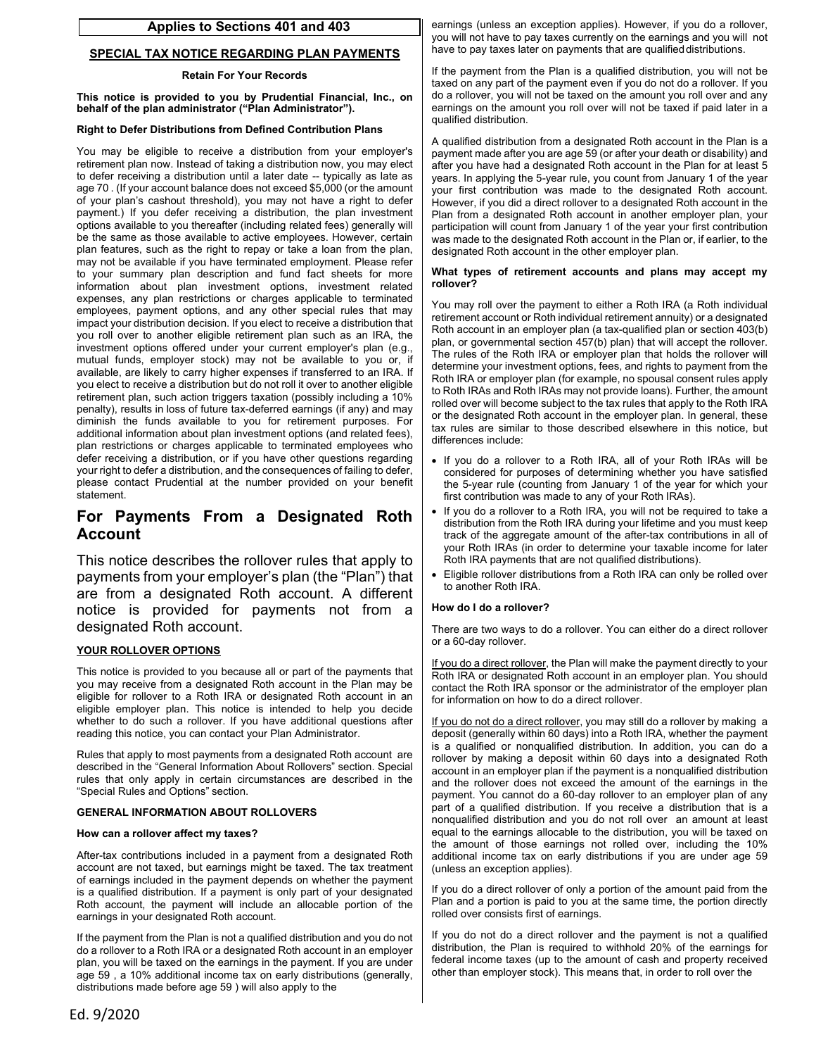**Applies to Sections 401 and 403**

## SPECIAL TAX NOTICE REGARDING PLAN PAYMENTS

**Retain For Your Records**

**This notice is provided to you by Prudential Financial, Inc., on behalf of the plan administrator ("Plan Administrator").**

**Right to Defer Distributions from Defined Contribution Plans**

You may be eligible to receive a distribution from your employer's retirement plan now. Instead of taking a distribution now, you may elect to defer receiving a distribution until a later date -- typically as late as age 70 . (If your account balance does not exceed $5,000 (or the amount of your plan's cashout threshold), you may not have a right to defer payment.) If you defer receiving a distribution, the plan investment options available to you thereafter (including related fees) generally will be the same as those available to active employees. However, certain plan features, such as the right to repay or take a loan from the plan, may not be available if you have terminated employment. Please refer to your summary plan description and fund fact sheets for more information about plan investment options, investment related expenses, any plan restrictions or charges applicable to terminated employees, payment options, and any other special rules that may impact your distribution decision. If you elect to receive a distribution that you roll over to another eligible retirement plan such as an IRA, the investment options offered under your current employer's plan (e.g., mutual funds, employer stock) may not be available to you or, if available, are likely to carry higher expenses if transferred to an IRA. If you elect to receive a distribution but do not roll it over to another eligible retirement plan, such action triggers taxation (possibly including a 10% penalty), results in loss of future tax-deferred earnings (if any) and may diminish the funds available to you for retirement purposes. For additional information about plan investment options (and related fees), plan restrictions or charges applicable to terminated employees who defer receiving a distribution, or if you have other questions regarding your right to defer a distribution, and the consequences of failing to defer, please contact Prudential at the number provided on your benefit statement.

# For Payments From a Designated Roth Account

This notice describes the rollover rules that apply to payments from your employer's plan (the "Plan") that are from a designated Roth account. A different notice is provided for payments not from a designated Roth account.

### YOUR ROLLOVER OPTIONS

This notice is provided to you because all or part of the payments that you may receive from a designated Roth account in the Plan may be eligible for rollover to a Roth IRA or designated Roth account in an eligible employer plan. This notice is intended to help you decide whether to do such a rollover. If you have additional questions after reading this notice, you can contact your Plan Administrator.

Rules that apply to most payments from a designated Roth account are described in the "General Information About Rollovers" section. Special rules that only apply in certain circumstances are described in the "Special Rules and Options" section.

### GENERAL INFORMATION ABOUT ROLLOVERS

**How can a rollover affect my taxes?**

After-tax contributions included in a payment from a designated Roth account are not taxed, but earnings might be taxed. The tax treatment of earnings included in the payment depends on whether the payment is a qualified distribution. If a payment is only part of your designated Roth account, the payment will include an allocable portion of the earnings in your designated Roth account.

If the payment from the Plan is not a qualified distribution and you do not do a rollover to a Roth IRA or a designated Roth account in an employer plan, you will be taxed on the earnings in the payment. If you are under age 59 , a 10% additional income tax on early distributions (generally, distributions made before age 59 ) will also apply to the earnings (unless an exception applies). However, if you do a rollover, you will not have to pay taxes currently on the earnings and you will not have to pay taxes later on payments that are qualified distributions.

If the payment from the Plan is a qualified distribution, you will not be taxed on any part of the payment even if you do not do a rollover. If you do a rollover, you will not be taxed on the amount you roll over and any earnings on the amount you roll over will not be taxed if paid later in a qualified distribution.

A qualified distribution from a designated Roth account in the Plan is a payment made after you are age 59 (or after your death or disability) and after you have had a designated Roth account in the Plan for at least 5 years. In applying the 5-year rule, you count from January 1 of the year your first contribution was made to the designated Roth account. However, if you did a direct rollover to a designated Roth account in the Plan from a designated Roth account in another employer plan, your participation will count from January 1 of the year your first contribution was made to the designated Roth account in the Plan or, if earlier, to the designated Roth account in the other employer plan.

**What types of retirement accounts and plans may accept my rollover?**

You may roll over the payment to either a Roth IRA (a Roth individual retirement account or Roth individual retirement annuity) or a designated Roth account in an employer plan (a tax-qualified plan or section 403(b) plan, or governmental section 457(b) plan) that will accept the rollover. The rules of the Roth IRA or employer plan that holds the rollover will determine your investment options, fees, and rights to payment from the Roth IRA or employer plan (for example, no spousal consent rules apply to Roth IRAs and Roth IRAs may not provide loans). Further, the amount rolled over will become subject to the tax rules that apply to the Roth IRA or the designated Roth account in the employer plan. In general, these tax rules are similar to those described elsewhere in this notice, but differences include:

- If you do a rollover to a Roth IRA, all of your Roth IRAs will be considered for purposes of determining whether you have satisfied the 5-year rule (counting from January 1 of the year for which your first contribution was made to any of your Roth IRAs).
- If you do a rollover to a Roth IRA, you will not be required to take a distribution from the Roth IRA during your lifetime and you must keep track of the aggregate amount of the after-tax contributions in all of your Roth IRAs (in order to determine your taxable income for later Roth IRA payments that are not qualified distributions).
- Eligible rollover distributions from a Roth IRA can only be rolled over to another Roth IRA.

**How do I do a rollover?**

There are two ways to do a rollover. You can either do a direct rollover or a 60-day rollover.

If you do a direct rollover, the Plan will make the payment directly to your Roth IRA or designated Roth account in an employer plan. You should contact the Roth IRA sponsor or the administrator of the employer plan for information on how to do a direct rollover.

If you do not do a direct rollover, you may still do a rollover by making a deposit (generally within 60 days) into a Roth IRA, whether the payment is a qualified or nonqualified distribution. In addition, you can do a rollover by making a deposit within 60 days into a designated Roth account in an employer plan if the payment is a nonqualified distribution and the rollover does not exceed the amount of the earnings in the payment. You cannot do a 60-day rollover to an employer plan of any part of a qualified distribution. If you receive a distribution that is a nonqualified distribution and you do not roll over an amount at least equal to the earnings allocable to the distribution, you will be taxed on the amount of those earnings not rolled over, including the 10% additional income tax on early distributions if you are under age 59 (unless an exception applies).

If you do a direct rollover of only a portion of the amount paid from the Plan and a portion is paid to you at the same time, the portion directly rolled over consists first of earnings.

If you do not do a direct rollover and the payment is not a qualified distribution, the Plan is required to withhold 20% of the earnings for federal income taxes (up to the amount of cash and property received other than employer stock). This means that, in order to roll over the

Ed. 9/2020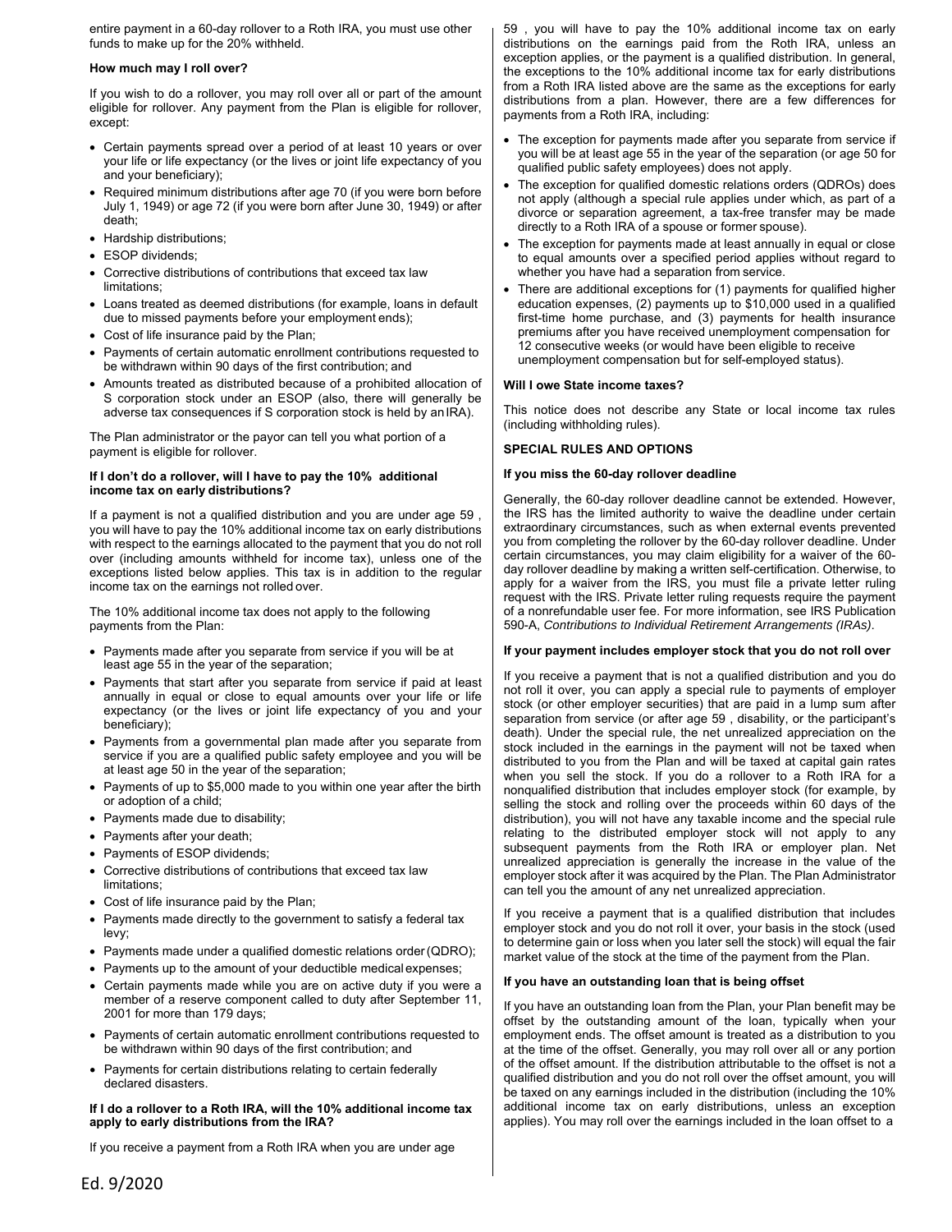entire payment in a 60-day rollover to a Roth IRA, you must use other funds to make up for the 20% withheld.

**How much may I roll over?**

If you wish to do a rollover, you may roll over all or part of the amount eligible for rollover. Any payment from the Plan is eligible for rollover, except:

- Certain payments spread over a period of at least 10 years or over your life or life expectancy (or the lives or joint life expectancy of you and your beneficiary);
- Required minimum distributions after age 70 (if you were born before July 1, 1949) or age 72 (if you were born after June 30, 1949) or after death;
- Hardship distributions;
- ESOP dividends;
- Corrective distributions of contributions that exceed tax law limitations;
- Loans treated as deemed distributions (for example, loans in default due to missed payments before your employment ends);
- Cost of life insurance paid by the Plan;
- Payments of certain automatic enrollment contributions requested to be withdrawn within 90 days of the first contribution; and
- Amounts treated as distributed because of a prohibited allocation of S corporation stock under an ESOP (also, there will generally be adverse tax consequences if S corporation stock is held by an IRA).

The Plan administrator or the payor can tell you what portion of a payment is eligible for rollover.

**If I don't do a rollover, will I have to pay the 10% additional income tax on early distributions?**

If a payment is not a qualified distribution and you are under age 59 , you will have to pay the 10% additional income tax on early distributions with respect to the earnings allocated to the payment that you do not roll over (including amounts withheld for income tax), unless one of the exceptions listed below applies. This tax is in addition to the regular income tax on the earnings not rolled over.

The 10% additional income tax does not apply to the following payments from the Plan:

- Payments made after you separate from service if you will be at least age 55 in the year of the separation;
- Payments that start after you separate from service if paid at least annually in equal or close to equal amounts over your life or life expectancy (or the lives or joint life expectancy of you and your beneficiary);
- Payments from a governmental plan made after you separate from service if you are a qualified public safety employee and you will be at least age 50 in the year of the separation;
- Payments of up to $5,000 made to you within one year after the birth or adoption of a child;
- Payments made due to disability;
- Payments after your death;
- Payments of ESOP dividends;
- Corrective distributions of contributions that exceed tax law limitations;
- Cost of life insurance paid by the Plan;
- Payments made directly to the government to satisfy a federal tax levy;
- Payments made under a qualified domestic relations order (QDRO);
- Payments up to the amount of your deductible medical expenses;
- Certain payments made while you are on active duty if you were a member of a reserve component called to duty after September 11, 2001 for more than 179 days;
- Payments of certain automatic enrollment contributions requested to be withdrawn within 90 days of the first contribution; and
- Payments for certain distributions relating to certain federally declared disasters.

**If I do a rollover to a Roth IRA, will the 10% additional income tax apply to early distributions from the IRA?**

If you receive a payment from a Roth IRA when you are under age 59 , you will have to pay the 10% additional income tax on early distributions on the earnings paid from the Roth IRA, unless an exception applies, or the payment is a qualified distribution. In general, the exceptions to the 10% additional income tax for early distributions from a Roth IRA listed above are the same as the exceptions for early distributions from a plan. However, there are a few differences for payments from a Roth IRA, including:

- The exception for payments made after you separate from service if you will be at least age 55 in the year of the separation (or age 50 for qualified public safety employees) does not apply.
- The exception for qualified domestic relations orders (QDROs) does not apply (although a special rule applies under which, as part of a divorce or separation agreement, a tax-free transfer may be made directly to a Roth IRA of a spouse or former spouse).
- The exception for payments made at least annually in equal or close to equal amounts over a specified period applies without regard to whether you have had a separation from service.
- There are additional exceptions for (1) payments for qualified higher education expenses, (2) payments up to $10,000 used in a qualified first-time home purchase, and (3) payments for health insurance premiums after you have received unemployment compensation for 12 consecutive weeks (or would have been eligible to receive unemployment compensation but for self-employed status).

**Will I owe State income taxes?**

This notice does not describe any State or local income tax rules (including withholding rules).

**SPECIAL RULES AND OPTIONS**

**If you miss the 60-day rollover deadline**

Generally, the 60-day rollover deadline cannot be extended. However, the IRS has the limited authority to waive the deadline under certain extraordinary circumstances, such as when external events prevented you from completing the rollover by the 60-day rollover deadline. Under certain circumstances, you may claim eligibility for a waiver of the 60-day rollover deadline by making a written self-certification. Otherwise, to apply for a waiver from the IRS, you must file a private letter ruling request with the IRS. Private letter ruling requests require the payment of a nonrefundable user fee. For more information, see IRS Publication 590-A, *Contributions to Individual Retirement Arrangements (IRAs)*.

**If your payment includes employer stock that you do not roll over**

If you receive a payment that is not a qualified distribution and you do not roll it over, you can apply a special rule to payments of employer stock (or other employer securities) that are paid in a lump sum after separation from service (or after age 59 , disability, or the participant's death). Under the special rule, the net unrealized appreciation on the stock included in the earnings in the payment will not be taxed when distributed to you from the Plan and will be taxed at capital gain rates when you sell the stock. If you do a rollover to a Roth IRA for a nonqualified distribution that includes employer stock (for example, by selling the stock and rolling over the proceeds within 60 days of the distribution), you will not have any taxable income and the special rule relating to the distributed employer stock will not apply to any subsequent payments from the Roth IRA or employer plan. Net unrealized appreciation is generally the increase in the value of the employer stock after it was acquired by the Plan. The Plan Administrator can tell you the amount of any net unrealized appreciation.

If you receive a payment that is a qualified distribution that includes employer stock and you do not roll it over, your basis in the stock (used to determine gain or loss when you later sell the stock) will equal the fair market value of the stock at the time of the payment from the Plan.

**If you have an outstanding loan that is being offset**

If you have an outstanding loan from the Plan, your Plan benefit may be offset by the outstanding amount of the loan, typically when your employment ends. The offset amount is treated as a distribution to you at the time of the offset. Generally, you may roll over all or any portion of the offset amount. If the distribution attributable to the offset is not a qualified distribution and you do not roll over the offset amount, you will be taxed on any earnings included in the distribution (including the 10% additional income tax on early distributions, unless an exception applies). You may roll over the earnings included in the loan offset to a

Ed. 9/2020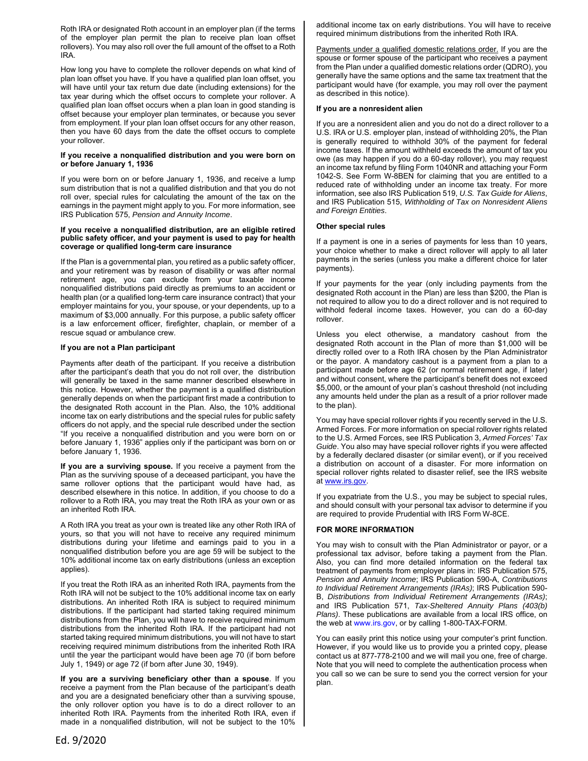Roth IRA or designated Roth account in an employer plan (if the terms of the employer plan permit the plan to receive plan loan offset rollovers). You may also roll over the full amount of the offset to a Roth IRA.

How long you have to complete the rollover depends on what kind of plan loan offset you have. If you have a qualified plan loan offset, you will have until your tax return due date (including extensions) for the tax year during which the offset occurs to complete your rollover. A qualified plan loan offset occurs when a plan loan in good standing is offset because your employer plan terminates, or because you sever from employment. If your plan loan offset occurs for any other reason, then you have 60 days from the date the offset occurs to complete your rollover.

**If you receive a nonqualified distribution and you were born on or before January 1, 1936**

If you were born on or before January 1, 1936, and receive a lump sum distribution that is not a qualified distribution and that you do not roll over, special rules for calculating the amount of the tax on the earnings in the payment might apply to you. For more information, see IRS Publication 575, *Pension and Annuity Income*.

**If you receive a nonqualified distribution, are an eligible retired public safety officer, and your payment is used to pay for health coverage or qualified long-term care insurance**

If the Plan is a governmental plan, you retired as a public safety officer, and your retirement was by reason of disability or was after normal retirement age, you can exclude from your taxable income nonqualified distributions paid directly as premiums to an accident or health plan (or a qualified long-term care insurance contract) that your employer maintains for you, your spouse, or your dependents, up to a maximum of $3,000 annually. For this purpose, a public safety officer is a law enforcement officer, firefighter, chaplain, or member of a rescue squad or ambulance crew.

**If you are not a Plan participant**

Payments after death of the participant. If you receive a distribution after the participant's death that you do not roll over, the distribution will generally be taxed in the same manner described elsewhere in this notice. However, whether the payment is a qualified distribution generally depends on when the participant first made a contribution to the designated Roth account in the Plan. Also, the 10% additional income tax on early distributions and the special rules for public safety officers do not apply, and the special rule described under the section "If you receive a nonqualified distribution and you were born on or before January 1, 1936" applies only if the participant was born on or before January 1, 1936.

**If you are a surviving spouse.** If you receive a payment from the Plan as the surviving spouse of a deceased participant, you have the same rollover options that the participant would have had, as described elsewhere in this notice. In addition, if you choose to do a rollover to a Roth IRA, you may treat the Roth IRA as your own or as an inherited Roth IRA.

A Roth IRA you treat as your own is treated like any other Roth IRA of yours, so that you will not have to receive any required minimum distributions during your lifetime and earnings paid to you in a nonqualified distribution before you are age 59 will be subject to the 10% additional income tax on early distributions (unless an exception applies).

If you treat the Roth IRA as an inherited Roth IRA, payments from the Roth IRA will not be subject to the 10% additional income tax on early distributions. An inherited Roth IRA is subject to required minimum distributions. If the participant had started taking required minimum distributions from the Plan, you will have to receive required minimum distributions from the inherited Roth IRA. If the participant had not started taking required minimum distributions, you will not have to start receiving required minimum distributions from the inherited Roth IRA until the year the participant would have been age 70 (if born before July 1, 1949) or age 72 (if born after June 30, 1949).

**If you are a surviving beneficiary other than a spouse**. If you receive a payment from the Plan because of the participant's death and you are a designated beneficiary other than a surviving spouse, the only rollover option you have is to do a direct rollover to an inherited Roth IRA. Payments from the inherited Roth IRA, even if made in a nonqualified distribution, will not be subject to the 10% additional income tax on early distributions. You will have to receive required minimum distributions from the inherited Roth IRA.

Payments under a qualified domestic relations order. If you are the spouse or former spouse of the participant who receives a payment from the Plan under a qualified domestic relations order (QDRO), you generally have the same options and the same tax treatment that the participant would have (for example, you may roll over the payment as described in this notice).

**If you are a nonresident alien**

If you are a nonresident alien and you do not do a direct rollover to a U.S. IRA or U.S. employer plan, instead of withholding 20%, the Plan is generally required to withhold 30% of the payment for federal income taxes. If the amount withheld exceeds the amount of tax you owe (as may happen if you do a 60-day rollover), you may request an income tax refund by filing Form 1040NR and attaching your Form 1042-S. See Form W-8BEN for claiming that you are entitled to a reduced rate of withholding under an income tax treaty. For more information, see also IRS Publication 519, *U.S. Tax Guide for Aliens*, and IRS Publication 515, *Withholding of Tax on Nonresident Aliens and Foreign Entities*.

**Other special rules**

If a payment is one in a series of payments for less than 10 years, your choice whether to make a direct rollover will apply to all later payments in the series (unless you make a different choice for later payments).

If your payments for the year (only including payments from the designated Roth account in the Plan) are less than $200, the Plan is not required to allow you to do a direct rollover and is not required to withhold federal income taxes. However, you can do a 60-day rollover.

Unless you elect otherwise, a mandatory cashout from the designated Roth account in the Plan of more than $1,000 will be directly rolled over to a Roth IRA chosen by the Plan Administrator or the payor. A mandatory cashout is a payment from a plan to a participant made before age 62 (or normal retirement age, if later) and without consent, where the participant's benefit does not exceed $5,000, or the amount of your plan's cashout threshold (not including any amounts held under the plan as a result of a prior rollover made to the plan).

You may have special rollover rights if you recently served in the U.S. Armed Forces. For more information on special rollover rights related to the U.S. Armed Forces, see IRS Publication 3, *Armed Forces' Tax Guide*. You also may have special rollover rights if you were affected by a federally declared disaster (or similar event), or if you received a distribution on account of a disaster. For more information on special rollover rights related to disaster relief, see the IRS website at www.irs.gov.

If you expatriate from the U.S., you may be subject to special rules, and should consult with your personal tax advisor to determine if you are required to provide Prudential with IRS Form W-8CE.

**FOR MORE INFORMATION**

You may wish to consult with the Plan Administrator or payor, or a professional tax advisor, before taking a payment from the Plan. Also, you can find more detailed information on the federal tax treatment of payments from employer plans in: IRS Publication 575, *Pension and Annuity Income*; IRS Publication 590-A, *Contributions to Individual Retirement Arrangements (IRAs)*; IRS Publication 590-B, *Distributions from Individual Retirement Arrangements (IRAs)*; and IRS Publication 571, *Tax-Sheltered Annuity Plans (403(b) Plans)*. These publications are available from a local IRS office, on the web at www.irs.gov, or by calling 1-800-TAX-FORM.

You can easily print this notice using your computer's print function. However, if you would like us to provide you a printed copy, please contact us at 877-778-2100 and we will mail you one, free of charge. Note that you will need to complete the authentication process when you call so we can be sure to send you the correct version for your plan.

Ed. 9/2020